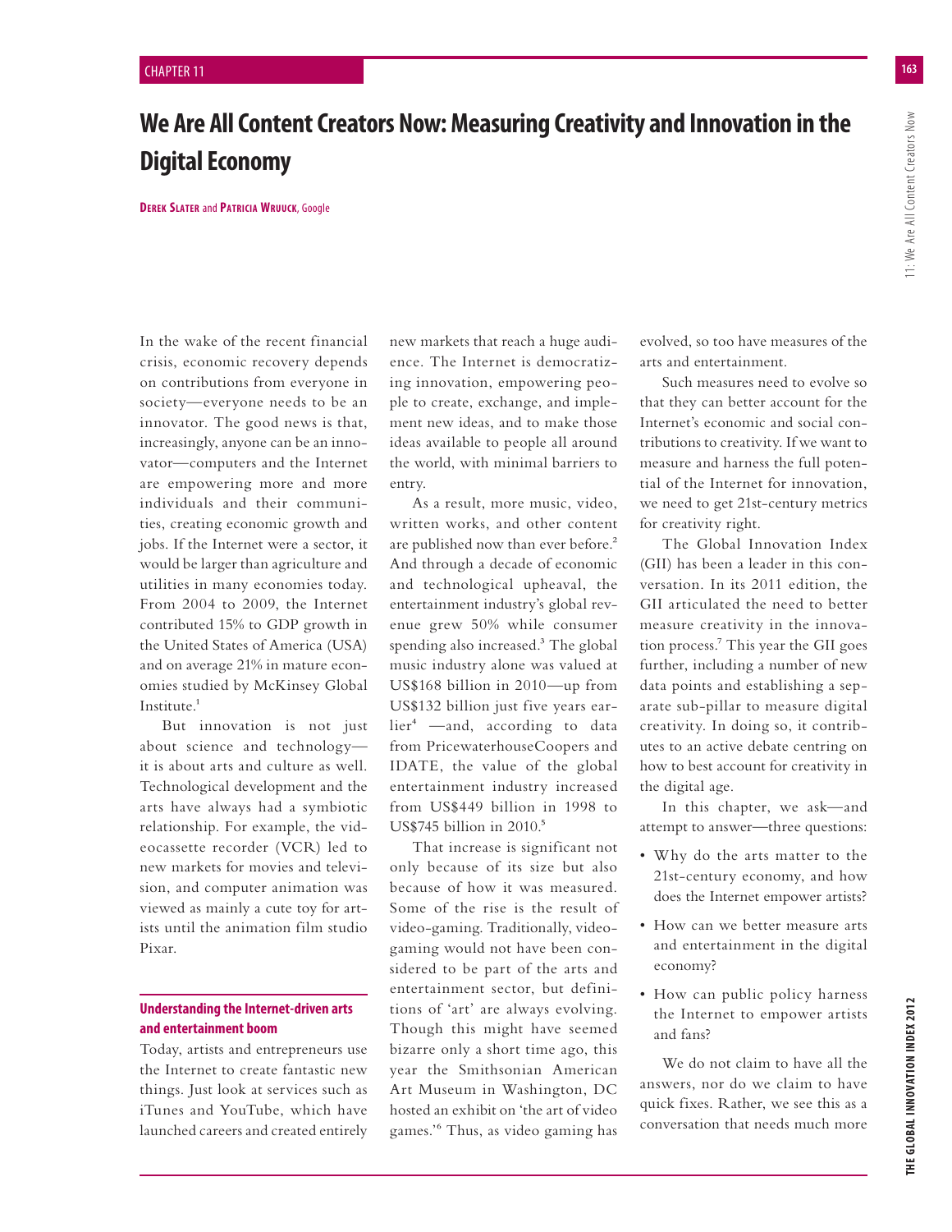# We Are All Content Creators Now: Measuring Creativity and Innovation in the Digital Economy

**Derek Slater** and **Patricia Wruuck**, Google

In the wake of the recent financial crisis, economic recovery depends on contributions from everyone in society—everyone needs to be an innovator. The good news is that, increasingly, anyone can be an innovator—computers and the Internet are empowering more and more individuals and their communities, creating economic growth and jobs. If the Internet were a sector, it would be larger than agriculture and utilities in many economies today. From 2004 to 2009, the Internet contributed 15% to GDP growth in the United States of America (USA) and on average 21% in mature economies studied by McKinsey Global Institute.[1]

But innovation is not just about science and technology—it is about arts and culture as well. Technological development and the arts have always had a symbiotic relationship. For example, the videocassette recorder (VCR) led to new markets for movies and television, and computer animation was viewed as mainly a cute toy for artists until the animation film studio Pixar.

## Understanding the Internet-driven arts and entertainment boom

Today, artists and entrepreneurs use the Internet to create fantastic new things. Just look at services such as iTunes and YouTube, which have launched careers and created entirely new markets that reach a huge audience. The Internet is democratizing innovation, empowering people to create, exchange, and implement new ideas, and to make those ideas available to people all around the world, with minimal barriers to entry.

As a result, more music, video, written works, and other content are published now than ever before.[2] And through a decade of economic and technological upheaval, the entertainment industry's global revenue grew 50% while consumer spending also increased.[3] The global music industry alone was valued at US$168 billion in 2010—up from US$132 billion just five years earlier[4] —and, according to data from PricewaterhouseCoopers and IDATE, the value of the global entertainment industry increased from US$449 billion in 1998 to US$745 billion in 2010.[5]

That increase is significant not only because of its size but also because of how it was measured. Some of the rise is the result of video-gaming. Traditionally, video-gaming would not have been considered to be part of the arts and entertainment sector, but definitions of 'art' are always evolving. Though this might have seemed bizarre only a short time ago, this year the Smithsonian American Art Museum in Washington, DC hosted an exhibit on 'the art of video games.'[6] Thus, as video gaming has evolved, so too have measures of the arts and entertainment.

Such measures need to evolve so that they can better account for the Internet's economic and social contributions to creativity. If we want to measure and harness the full potential of the Internet for innovation, we need to get 21st-century metrics for creativity right.

The Global Innovation Index (GII) has been a leader in this conversation. In its 2011 edition, the GII articulated the need to better measure creativity in the innovation process.[7] This year the GII goes further, including a number of new data points and establishing a separate sub-pillar to measure digital creativity. In doing so, it contributes to an active debate centring on how to best account for creativity in the digital age.

In this chapter, we ask—and attempt to answer—three questions:

- Why do the arts matter to the 21st-century economy, and how does the Internet empower artists?
- How can we better measure arts and entertainment in the digital economy?
- How can public policy harness the Internet to empower artists and fans?

We do not claim to have all the answers, nor do we claim to have quick fixes. Rather, we see this as a conversation that needs much more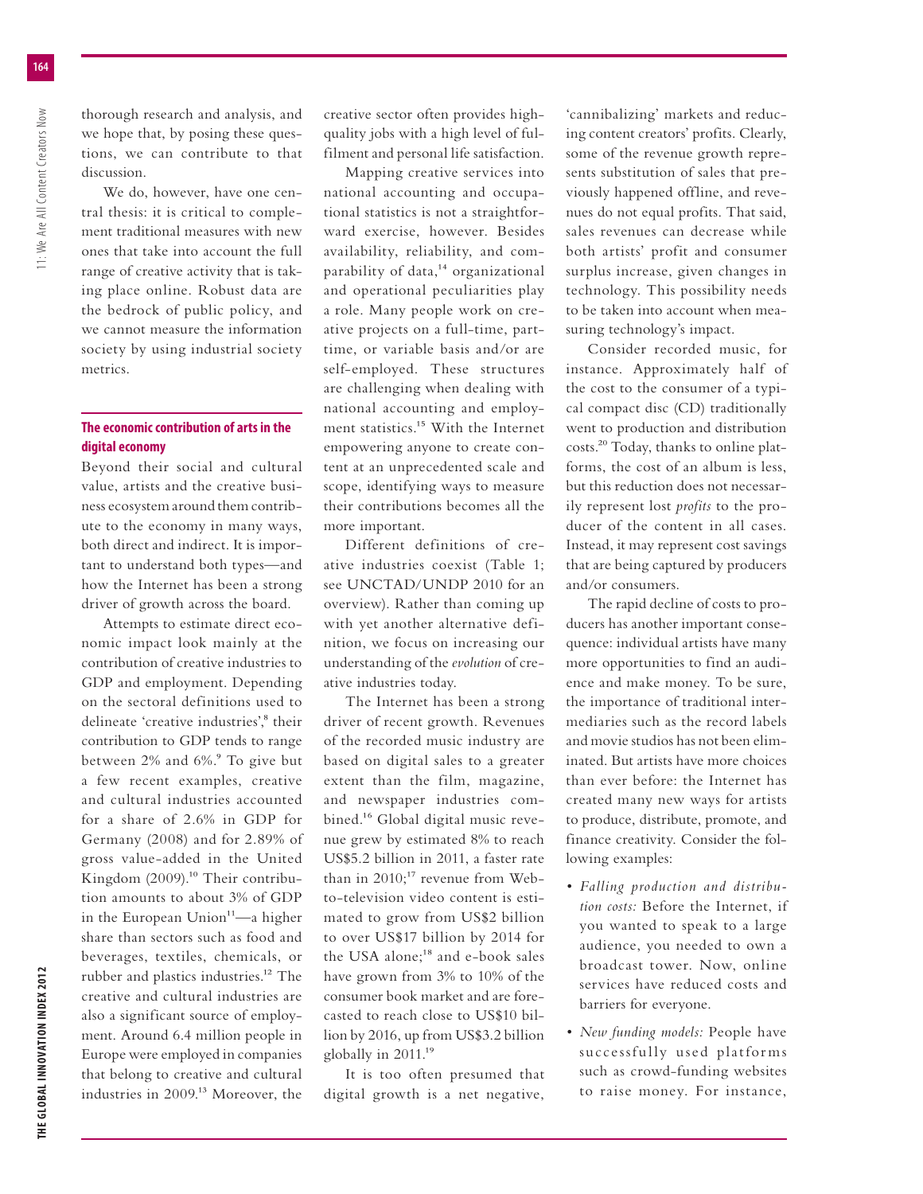thorough research and analysis, and we hope that, by posing these questions, we can contribute to that discussion.

We do, however, have one central thesis: it is critical to complement traditional measures with new ones that take into account the full range of creative activity that is taking place online. Robust data are the bedrock of public policy, and we cannot measure the information society by using industrial society metrics.

## The economic contribution of arts in the digital economy

Beyond their social and cultural value, artists and the creative business ecosystem around them contribute to the economy in many ways, both direct and indirect. It is important to understand both types—and how the Internet has been a strong driver of growth across the board.

Attempts to estimate direct economic impact look mainly at the contribution of creative industries to GDP and employment. Depending on the sectoral definitions used to delineate 'creative industries',[8] their contribution to GDP tends to range between 2% and 6%.[9] To give but a few recent examples, creative and cultural industries accounted for a share of 2.6% in GDP for Germany (2008) and for 2.89% of gross value-added in the United Kingdom (2009).[10] Their contribution amounts to about 3% of GDP in the European Union[11]—a higher share than sectors such as food and beverages, textiles, chemicals, or rubber and plastics industries.[12] The creative and cultural industries are also a significant source of employment. Around 6.4 million people in Europe were employed in companies that belong to creative and cultural industries in 2009.[13] Moreover, the creative sector often provides high-quality jobs with a high level of fulfilment and personal life satisfaction.

Mapping creative services into national accounting and occupational statistics is not a straightforward exercise, however. Besides availability, reliability, and comparability of data,[14] organizational and operational peculiarities play a role. Many people work on creative projects on a full-time, part-time, or variable basis and/or are self-employed. These structures are challenging when dealing with national accounting and employment statistics.[15] With the Internet empowering anyone to create content at an unprecedented scale and scope, identifying ways to measure their contributions becomes all the more important.

Different definitions of creative industries coexist (Table 1; see UNCTAD/UNDP 2010 for an overview). Rather than coming up with yet another alternative definition, we focus on increasing our understanding of the *evolution* of creative industries today.

The Internet has been a strong driver of recent growth. Revenues of the recorded music industry are based on digital sales to a greater extent than the film, magazine, and newspaper industries combined.[16] Global digital music revenue grew by estimated 8% to reach US$5.2 billion in 2011, a faster rate than in 2010;[17] revenue from Web-to-television video content is estimated to grow from US$2 billion to over US$17 billion by 2014 for the USA alone;[18] and e-book sales have grown from 3% to 10% of the consumer book market and are forecasted to reach close to US$10 billion by 2016, up from US$3.2 billion globally in 2011.[19]

It is too often presumed that digital growth is a net negative, 'cannibalizing' markets and reducing content creators' profits. Clearly, some of the revenue growth represents substitution of sales that previously happened offline, and revenues do not equal profits. That said, sales revenues can decrease while both artists' profit and consumer surplus increase, given changes in technology. This possibility needs to be taken into account when measuring technology's impact.

Consider recorded music, for instance. Approximately half of the cost to the consumer of a typical compact disc (CD) traditionally went to production and distribution costs.[20] Today, thanks to online platforms, the cost of an album is less, but this reduction does not necessarily represent lost *profits* to the producer of the content in all cases. Instead, it may represent cost savings that are being captured by producers and/or consumers.

The rapid decline of costs to producers has another important consequence: individual artists have many more opportunities to find an audience and make money. To be sure, the importance of traditional intermediaries such as the record labels and movie studios has not been eliminated. But artists have more choices than ever before: the Internet has created many new ways for artists to produce, distribute, promote, and finance creativity. Consider the following examples:

- *Falling production and distribution costs:* Before the Internet, if you wanted to speak to a large audience, you needed to own a broadcast tower. Now, online services have reduced costs and barriers for everyone.
- *New funding models:* People have successfully used platforms such as crowd-funding websites to raise money. For instance,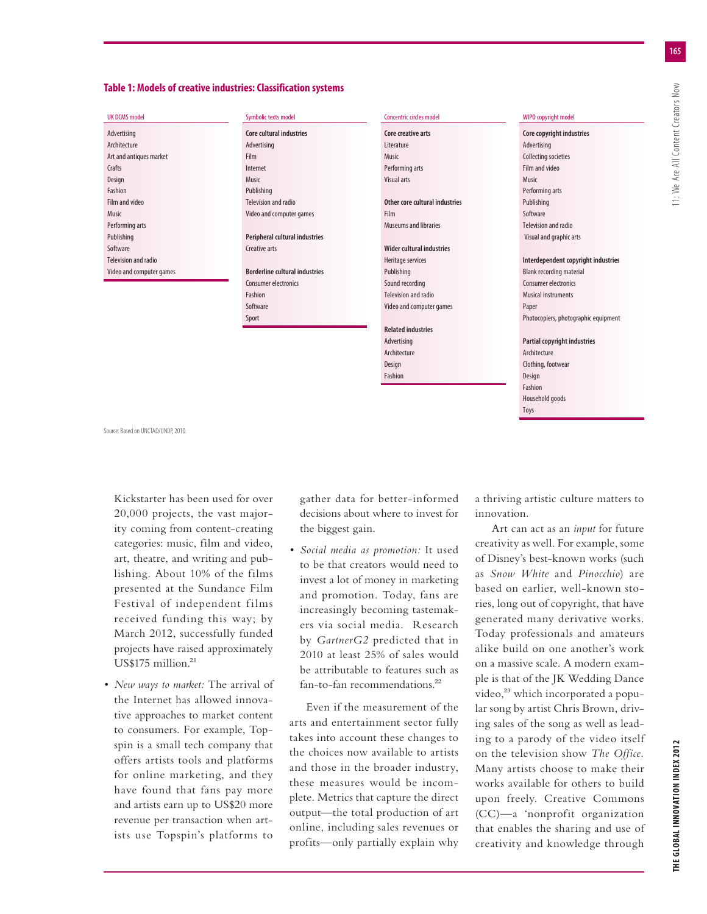**Table 1: Models of creative industries: Classification systems**

| UK DCMS model | Symbolic texts model | Concentric circles model | WIPO copyright model |
|---|---|---|---|
| Advertising | **Core cultural industries** | **Core creative arts** | **Core copyright industries** |
| Architecture | Advertising | Literature | Advertising |
| Art and antiques market | Film | Music | Collecting societies |
| Crafts | Internet | Performing arts | Film and video |
| Design | Music | Visual arts | Music |
| Fashion | Publishing | | Performing arts |
| Film and video | Television and radio | **Other core cultural industries** | Publishing |
| Music | Video and computer games | Film | Software |
| Performing arts | | Museums and libraries | Television and radio |
| Publishing | **Peripheral cultural industries** | | Visual and graphic arts |
| Software | Creative arts | **Wider cultural industries** | |
| Television and radio | | Heritage services | **Interdependent copyright industries** |
| Video and computer games | **Borderline cultural industries** | Publishing | Blank recording material |
| | Consumer electronics | Sound recording | Consumer electronics |
| | Fashion | Television and radio | Musical instruments |
| | Software | Video and computer games | Paper |
| | Sport | | Photocopiers, photographic equipment |
| | | **Related industries** | |
| | | Advertising | **Partial copyright industries** |
| | | Architecture | Architecture |
| | | Design | Clothing, footwear |
| | | Fashion | Design |
| | | | Fashion |
| | | | Household goods |
| | | | Toys |

Source: Based on UNCTAD/UNDP, 2010.

Kickstarter has been used for over 20,000 projects, the vast majority coming from content-creating categories: music, film and video, art, theatre, and writing and publishing. About 10% of the films presented at the Sundance Film Festival of independent films received funding this way; by March 2012, successfully funded projects have raised approximately US$175 million.[21]

- *New ways to market:* The arrival of the Internet has allowed innovative approaches to market content to consumers. For example, Topspin is a small tech company that offers artists tools and platforms for online marketing, and they have found that fans pay more and artists earn up to US$20 more revenue per transaction when artists use Topspin's platforms to gather data for better-informed decisions about where to invest for the biggest gain.
- *Social media as promotion:* It used to be that creators would need to invest a lot of money in marketing and promotion. Today, fans are increasingly becoming tastemakers via social media. Research by *GartnerG2* predicted that in 2010 at least 25% of sales would be attributable to features such as fan-to-fan recommendations.[22]

Even if the measurement of the arts and entertainment sector fully takes into account these changes to the choices now available to artists and those in the broader industry, these measures would be incomplete. Metrics that capture the direct output—the total production of art online, including sales revenues or profits—only partially explain why a thriving artistic culture matters to innovation.

Art can act as an *input* for future creativity as well. For example, some of Disney's best-known works (such as *Snow White* and *Pinocchio*) are based on earlier, well-known stories, long out of copyright, that have generated many derivative works. Today professionals and amateurs alike build on one another's work on a massive scale. A modern example is that of the JK Wedding Dance video,[23] which incorporated a popular song by artist Chris Brown, driving sales of the song as well as leading to a parody of the video itself on the television show *The Office.* Many artists choose to make their works available for others to build upon freely. Creative Commons (CC)—a 'nonprofit organization that enables the sharing and use of creativity and knowledge through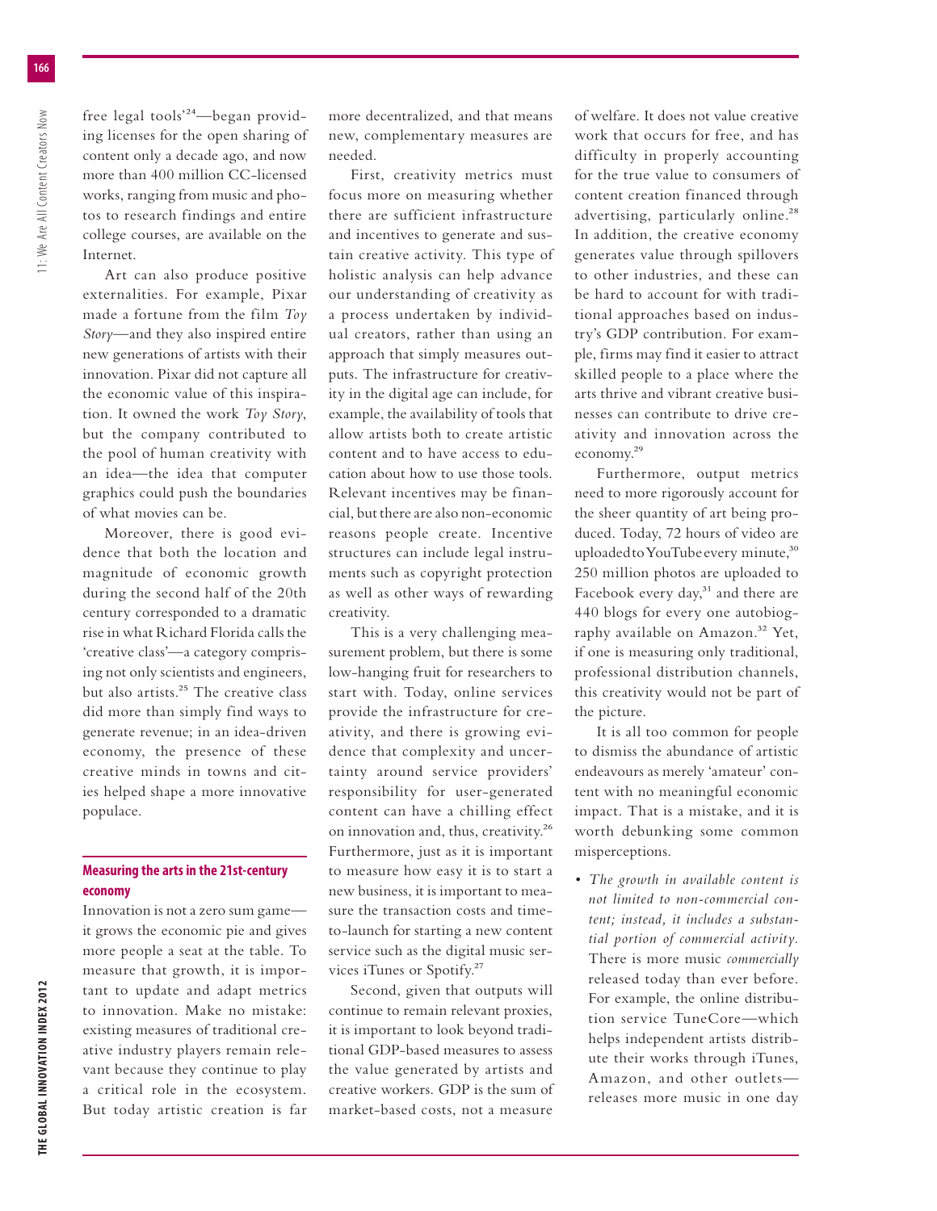free legal tools'[24]—began providing licenses for the open sharing of content only a decade ago, and now more than 400 million CC-licensed works, ranging from music and photos to research findings and entire college courses, are available on the Internet.

Art can also produce positive externalities. For example, Pixar made a fortune from the film *Toy Story*—and they also inspired entire new generations of artists with their innovation. Pixar did not capture all the economic value of this inspiration. It owned the work *Toy Story*, but the company contributed to the pool of human creativity with an idea—the idea that computer graphics could push the boundaries of what movies can be.

Moreover, there is good evidence that both the location and magnitude of economic growth during the second half of the 20th century corresponded to a dramatic rise in what Richard Florida calls the 'creative class'—a category comprising not only scientists and engineers, but also artists.[25] The creative class did more than simply find ways to generate revenue; in an idea-driven economy, the presence of these creative minds in towns and cities helped shape a more innovative populace.

## Measuring the arts in the 21st-century economy

Innovation is not a zero sum game—it grows the economic pie and gives more people a seat at the table. To measure that growth, it is important to update and adapt metrics to innovation. Make no mistake: existing measures of traditional creative industry players remain relevant because they continue to play a critical role in the ecosystem. But today artistic creation is far more decentralized, and that means new, complementary measures are needed.

First, creativity metrics must focus more on measuring whether there are sufficient infrastructure and incentives to generate and sustain creative activity. This type of holistic analysis can help advance our understanding of creativity as a process undertaken by individual creators, rather than using an approach that simply measures outputs. The infrastructure for creativity in the digital age can include, for example, the availability of tools that allow artists both to create artistic content and to have access to education about how to use those tools. Relevant incentives may be financial, but there are also non-economic reasons people create. Incentive structures can include legal instruments such as copyright protection as well as other ways of rewarding creativity.

This is a very challenging measurement problem, but there is some low-hanging fruit for researchers to start with. Today, online services provide the infrastructure for creativity, and there is growing evidence that complexity and uncertainty around service providers' responsibility for user-generated content can have a chilling effect on innovation and, thus, creativity.[26] Furthermore, just as it is important to measure how easy it is to start a new business, it is important to measure the transaction costs and time-to-launch for starting a new content service such as the digital music services iTunes or Spotify.[27]

Second, given that outputs will continue to remain relevant proxies, it is important to look beyond traditional GDP-based measures to assess the value generated by artists and creative workers. GDP is the sum of market-based costs, not a measure of welfare. It does not value creative work that occurs for free, and has difficulty in properly accounting for the true value to consumers of content creation financed through advertising, particularly online.[28] In addition, the creative economy generates value through spillovers to other industries, and these can be hard to account for with traditional approaches based on industry's GDP contribution. For example, firms may find it easier to attract skilled people to a place where the arts thrive and vibrant creative businesses can contribute to drive creativity and innovation across the economy.[29]

Furthermore, output metrics need to more rigorously account for the sheer quantity of art being produced. Today, 72 hours of video are uploaded to YouTube every minute,[30] 250 million photos are uploaded to Facebook every day,[31] and there are 440 blogs for every one autobiography available on Amazon.[32] Yet, if one is measuring only traditional, professional distribution channels, this creativity would not be part of the picture.

It is all too common for people to dismiss the abundance of artistic endeavours as merely 'amateur' content with no meaningful economic impact. That is a mistake, and it is worth debunking some common misperceptions.

- *The growth in available content is not limited to non-commercial content; instead, it includes a substantial portion of commercial activity.* There is more music *commercially* released today than ever before. For example, the online distribution service TuneCore—which helps independent artists distribute their works through iTunes, Amazon, and other outlets—releases more music in one day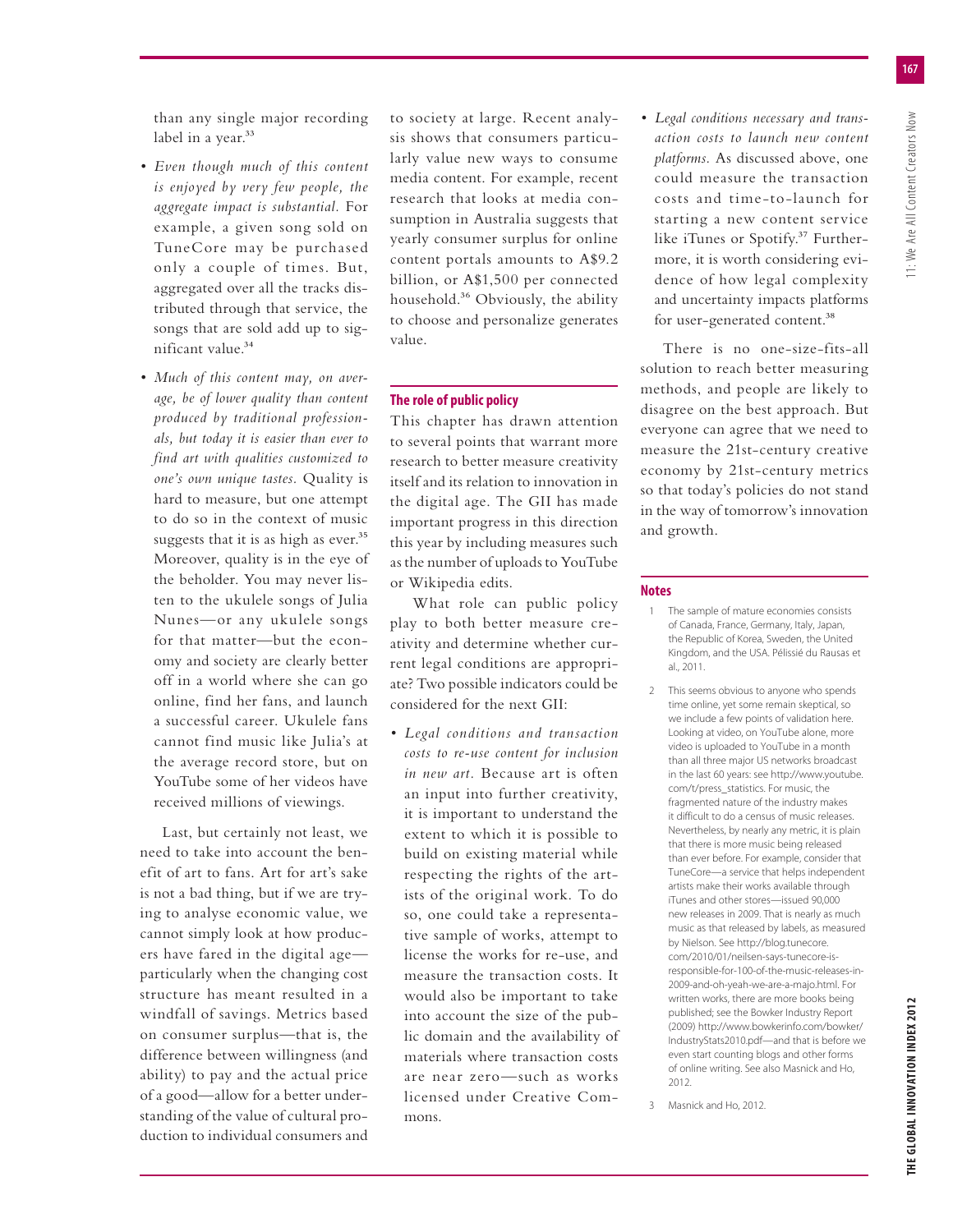than any single major recording label in a year.[33]

- *Even though much of this content is enjoyed by very few people, the aggregate impact is substantial.* For example, a given song sold on TuneCore may be purchased only a couple of times. But, aggregated over all the tracks distributed through that service, the songs that are sold add up to significant value.[34]
- *Much of this content may, on average, be of lower quality than content produced by traditional professionals, but today it is easier than ever to find art with qualities customized to one's own unique tastes.* Quality is hard to measure, but one attempt to do so in the context of music suggests that it is as high as ever.[35] Moreover, quality is in the eye of the beholder. You may never listen to the ukulele songs of Julia Nunes—or any ukulele songs for that matter—but the economy and society are clearly better off in a world where she can go online, find her fans, and launch a successful career. Ukulele fans cannot find music like Julia's at the average record store, but on YouTube some of her videos have received millions of viewings.

Last, but certainly not least, we need to take into account the benefit of art to fans. Art for art's sake is not a bad thing, but if we are trying to analyse economic value, we cannot simply look at how producers have fared in the digital age—particularly when the changing cost structure has meant resulted in a windfall of savings. Metrics based on consumer surplus—that is, the difference between willingness (and ability) to pay and the actual price of a good—allow for a better understanding of the value of cultural production to individual consumers and to society at large. Recent analysis shows that consumers particularly value new ways to consume media content. For example, recent research that looks at media consumption in Australia suggests that yearly consumer surplus for online content portals amounts to A$9.2 billion, or A$1,500 per connected household.[36] Obviously, the ability to choose and personalize generates value.

## The role of public policy

This chapter has drawn attention to several points that warrant more research to better measure creativity itself and its relation to innovation in the digital age. The GII has made important progress in this direction this year by including measures such as the number of uploads to YouTube or Wikipedia edits.

What role can public policy play to both better measure creativity and determine whether current legal conditions are appropriate? Two possible indicators could be considered for the next GII:

- *Legal conditions and transaction costs to re-use content for inclusion in new art.* Because art is often an input into further creativity, it is important to understand the extent to which it is possible to build on existing material while respecting the rights of the artists of the original work. To do so, one could take a representative sample of works, attempt to license the works for re-use, and measure the transaction costs. It would also be important to take into account the size of the public domain and the availability of materials where transaction costs are near zero—such as works licensed under Creative Commons.
- *Legal conditions necessary and transaction costs to launch new content platforms.* As discussed above, one could measure the transaction costs and time-to-launch for starting a new content service like iTunes or Spotify.[37] Furthermore, it is worth considering evidence of how legal complexity and uncertainty impacts platforms for user-generated content.[38]

There is no one-size-fits-all solution to reach better measuring methods, and people are likely to disagree on the best approach. But everyone can agree that we need to measure the 21st-century creative economy by 21st-century metrics so that today's policies do not stand in the way of tomorrow's innovation and growth.

## Notes

1. The sample of mature economies consists of Canada, France, Germany, Italy, Japan, the Republic of Korea, Sweden, the United Kingdom, and the USA. Pélissié du Rausas et al., 2011.
2. This seems obvious to anyone who spends time online, yet some remain skeptical, so we include a few points of validation here. Looking at video, on YouTube alone, more video is uploaded to YouTube in a month than all three major US networks broadcast in the last 60 years: see http://www.youtube.com/t/press_statistics. For music, the fragmented nature of the industry makes it difficult to do a census of music releases. Nevertheless, by nearly any metric, it is plain that there is more music being released than ever before. For example, consider that TuneCore—a service that helps independent artists make their works available through iTunes and other stores—issued 90,000 new releases in 2009. That is nearly as much music as that released by labels, as measured by Nielson. See http://blog.tunecore.com/2010/01/neilsen-says-tunecore-is-responsible-for-100-of-the-music-releases-in-2009-and-oh-yeah-we-are-a-majo.html. For written works, there are more books being published; see the Bowker Industry Report (2009) http://www.bowkerinfo.com/bowker/IndustryStats2010.pdf—and that is before we even start counting blogs and other forms of online writing. See also Masnick and Ho, 2012.
3. Masnick and Ho, 2012.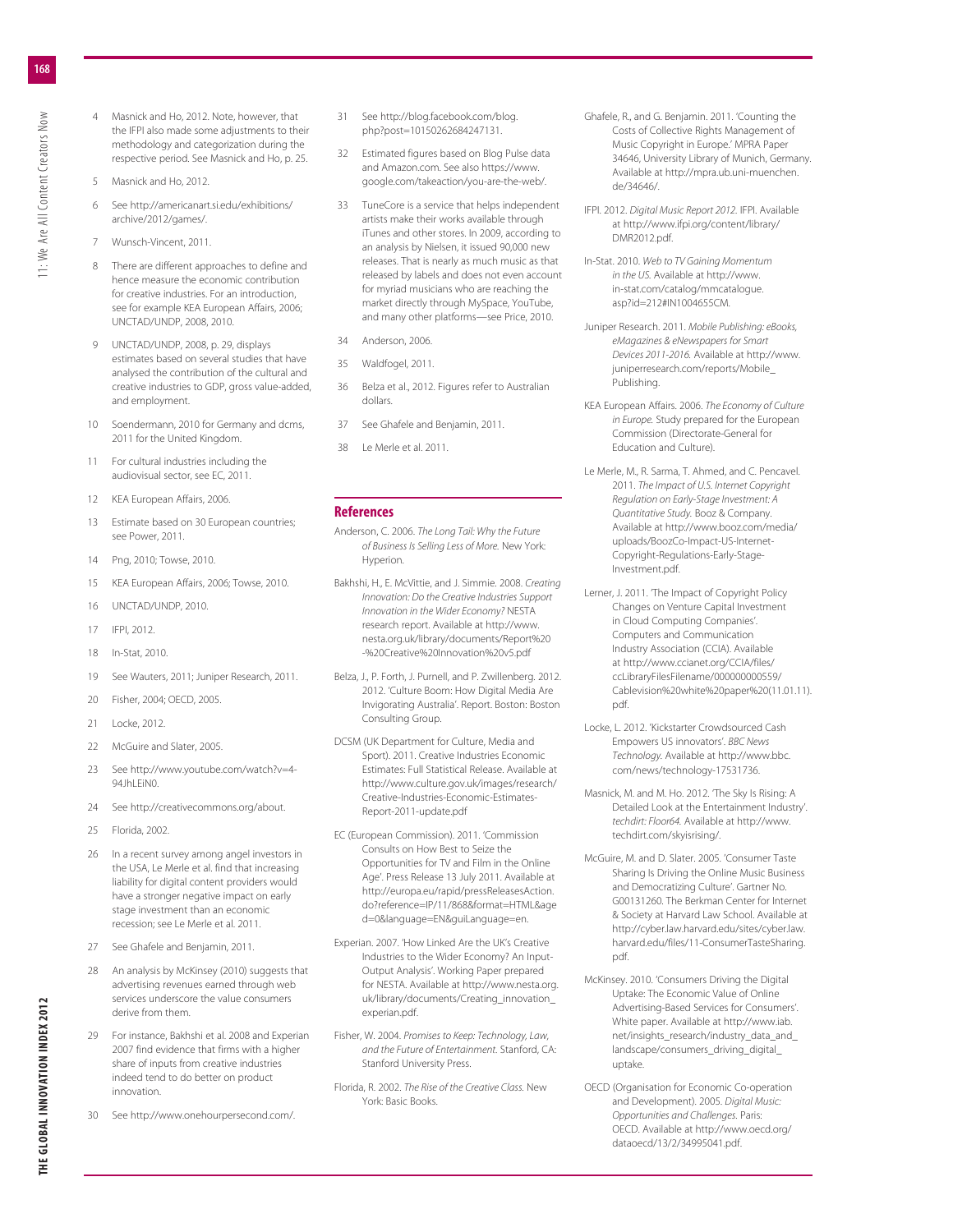4 Masnick and Ho, 2012. Note, however, that the IFPI also made some adjustments to their methodology and categorization during the respective period. See Masnick and Ho, p. 25.

5 Masnick and Ho, 2012.

6 See http://americanart.si.edu/exhibitions/archive/2012/games/.

7 Wunsch-Vincent, 2011.

8 There are different approaches to define and hence measure the economic contribution for creative industries. For an introduction, see for example KEA European Affairs, 2006; UNCTAD/UNDP, 2008, 2010.

9 UNCTAD/UNDP, 2008, p. 29, displays estimates based on several studies that have analysed the contribution of the cultural and creative industries to GDP, gross value-added, and employment.

10 Soendermann, 2010 for Germany and dcms, 2011 for the United Kingdom.

11 For cultural industries including the audiovisual sector, see EC, 2011.

12 KEA European Affairs, 2006.

13 Estimate based on 30 European countries; see Power, 2011.

14 Png, 2010; Towse, 2010.

15 KEA European Affairs, 2006; Towse, 2010.

16 UNCTAD/UNDP, 2010.

17 IFPI, 2012.

18 In-Stat, 2010.

19 See Wauters, 2011; Juniper Research, 2011.

20 Fisher, 2004; OECD, 2005.

21 Locke, 2012.

22 McGuire and Slater, 2005.

23 See http://www.youtube.com/watch?v=4-94JhLEiN0.

24 See http://creativecommons.org/about.

25 Florida, 2002.

26 In a recent survey among angel investors in the USA, Le Merle et al. find that increasing liability for digital content providers would have a stronger negative impact on early stage investment than an economic recession; see Le Merle et al. 2011.

27 See Ghafele and Benjamin, 2011.

28 An analysis by McKinsey (2010) suggests that advertising revenues earned through web services underscore the value consumers derive from them.

29 For instance, Bakhshi et al. 2008 and Experian 2007 find evidence that firms with a higher share of inputs from creative industries indeed tend to do better on product innovation.

30 See http://www.onehourpersecond.com/.

31 See http://blog.facebook.com/blog.php?post=10150262684247131.

32 Estimated figures based on Blog Pulse data and Amazon.com. See also https://www.google.com/takeaction/you-are-the-web/.

33 TuneCore is a service that helps independent artists make their works available through iTunes and other stores. In 2009, according to an analysis by Nielsen, it issued 90,000 new releases. That is nearly as much music as that released by labels and does not even account for myriad musicians who are reaching the market directly through MySpace, YouTube, and many other platforms—see Price, 2010.

34 Anderson, 2006.

35 Waldfogel, 2011.

36 Belza et al., 2012. Figures refer to Australian dollars.

37 See Ghafele and Benjamin, 2011.

38 Le Merle et al. 2011.

## References

Anderson, C. 2006. *The Long Tail: Why the Future of Business Is Selling Less of More.* New York: Hyperion.

Bakhshi, H., E. McVittie, and J. Simmie. 2008. *Creating Innovation: Do the Creative Industries Support Innovation in the Wider Economy?* NESTA research report. Available at http://www.nesta.org.uk/library/documents/Report%20-%20Creative%20Innovation%20v5.pdf

Belza, J., P. Forth, J. Purnell, and P. Zwillenberg. 2012. 2012. 'Culture Boom: How Digital Media Are Invigorating Australia'. Report. Boston: Boston Consulting Group.

DCSM (UK Department for Culture, Media and Sport). 2011. Creative Industries Economic Estimates: Full Statistical Release. Available at http://www.culture.gov.uk/images/research/Creative-Industries-Economic-Estimates-Report-2011-update.pdf

EC (European Commission). 2011. 'Commission Consults on How Best to Seize the Opportunities for TV and Film in the Online Age'. Press Release 13 July 2011. Available at http://europa.eu/rapid/pressReleasesAction.do?reference=IP/11/868&format=HTML&aged=0&language=EN&guiLanguage=en.

Experian. 2007. 'How Linked Are the UK's Creative Industries to the Wider Economy? An Input-Output Analysis'. Working Paper prepared for NESTA. Available at http://www.nesta.org.uk/library/documents/Creating_innovation_experian.pdf.

Fisher, W. 2004. *Promises to Keep: Technology, Law, and the Future of Entertainment.* Stanford, CA: Stanford University Press.

Florida, R. 2002. *The Rise of the Creative Class.* New York: Basic Books.

Ghafele, R., and G. Benjamin. 2011. 'Counting the Costs of Collective Rights Management of Music Copyright in Europe.' MPRA Paper 34646, University Library of Munich, Germany. Available at http://mpra.ub.uni-muenchen.de/34646/.

IFPI. 2012. *Digital Music Report 2012.* IFPI. Available at http://www.ifpi.org/content/library/DMR2012.pdf.

In-Stat. 2010. *Web to TV Gaining Momentum in the US.* Available at http://www.in-stat.com/catalog/mmcatalogue.asp?id=212#IN1004655CM.

Juniper Research. 2011. *Mobile Publishing: eBooks, eMagazines & eNewspapers for Smart Devices 2011-2016.* Available at http://www.juniperresearch.com/reports/Mobile_Publishing.

KEA European Affairs. 2006. *The Economy of Culture in Europe.* Study prepared for the European Commission (Directorate-General for Education and Culture).

Le Merle, M., R. Sarma, T. Ahmed, and C. Pencavel. 2011. *The Impact of U.S. Internet Copyright Regulation on Early-Stage Investment: A Quantitative Study.* Booz & Company. Available at http://www.booz.com/media/uploads/BoozCo-Impact-US-Internet-Copyright-Regulations-Early-Stage-Investment.pdf.

Lerner, J. 2011. 'The Impact of Copyright Policy Changes on Venture Capital Investment in Cloud Computing Companies'. Computers and Communication Industry Association (CCIA). Available at http://www.ccianet.org/CCIA/files/ccLibraryFilesFilename/000000000559/Cablevision%20white%20paper%20(11.01.11).pdf.

Locke, L. 2012. 'Kickstarter Crowdsourced Cash Empowers US innovators'. *BBC News Technology.* Available at http://www.bbc.com/news/technology-17531736.

Masnick, M. and M. Ho. 2012. 'The Sky Is Rising: A Detailed Look at the Entertainment Industry'. *techdirt: Floor64.* Available at http://www.techdirt.com/skyisrising/.

McGuire, M. and D. Slater. 2005. 'Consumer Taste Sharing Is Driving the Online Music Business and Democratizing Culture'. Gartner No. G00131260. The Berkman Center for Internet & Society at Harvard Law School. Available at http://cyber.law.harvard.edu/sites/cyber.law.harvard.edu/files/11-ConsumerTasteSharing.pdf.

McKinsey. 2010. 'Consumers Driving the Digital Uptake: The Economic Value of Online Advertising-Based Services for Consumers'. White paper. Available at http://www.iab.net/insights_research/industry_data_and_landscape/consumers_driving_digital_uptake.

OECD (Organisation for Economic Co-operation and Development). 2005. *Digital Music: Opportunities and Challenges.* Paris: OECD. Available at http://www.oecd.org/dataoecd/13/2/34995041.pdf.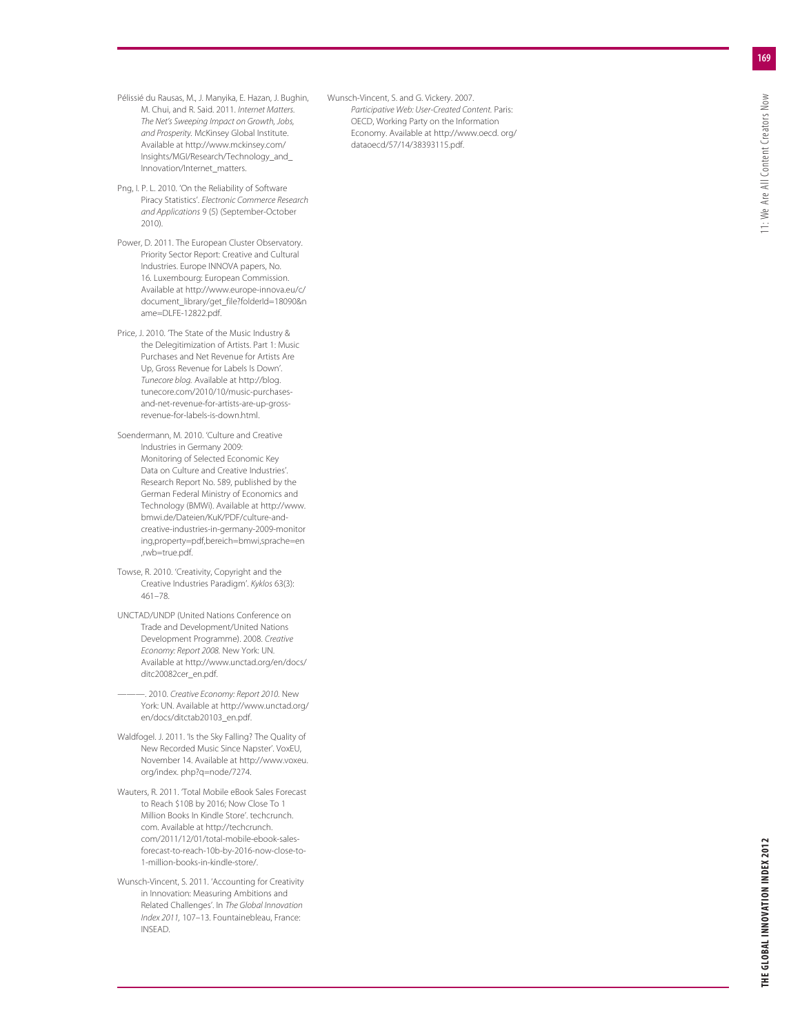Pélissié du Rausas, M., J. Manyika, E. Hazan, J. Bughin, M. Chui, and R. Said. 2011. *Internet Matters. The Net's Sweeping Impact on Growth, Jobs, and Prosperity*. McKinsey Global Institute. Available at http://www.mckinsey.com/Insights/MGI/Research/Technology_and_Innovation/Internet_matters.

Png, I. P. L. 2010. 'On the Reliability of Software Piracy Statistics'. *Electronic Commerce Research and Applications* 9 (5) (September-October 2010).

Power, D. 2011. The European Cluster Observatory. Priority Sector Report: Creative and Cultural Industries. Europe INNOVA papers, No. 16. Luxembourg: European Commission. Available at http://www.europe-innova.eu/c/document_library/get_file?folderId=18090&name=DLFE-12822.pdf.

Price, J. 2010. 'The State of the Music Industry & the Delegitimization of Artists. Part 1: Music Purchases and Net Revenue for Artists Are Up, Gross Revenue for Labels Is Down'. *Tunecore blog*. Available at http://blog.tunecore.com/2010/10/music-purchases-and-net-revenue-for-artists-are-up-gross-revenue-for-labels-is-down.html.

Soendermann, M. 2010. 'Culture and Creative Industries in Germany 2009: Monitoring of Selected Economic Key Data on Culture and Creative Industries'. Research Report No. 589, published by the German Federal Ministry of Economics and Technology (BMWi). Available at http://www.bmwi.de/Dateien/KuK/PDF/culture-and-creative-industries-in-germany-2009-monitoring,property=pdf,bereich=bmwi,sprache=en,rwb=true.pdf.

Towse, R. 2010. 'Creativity, Copyright and the Creative Industries Paradigm'. *Kyklos* 63(3): 461–78.

UNCTAD/UNDP (United Nations Conference on Trade and Development/United Nations Development Programme). 2008. *Creative Economy: Report 2008*. New York: UN. Available at http://www.unctad.org/en/docs/ditc20082cer_en.pdf.

———. 2010. *Creative Economy: Report 2010*. New York: UN. Available at http://www.unctad.org/en/docs/ditctab20103_en.pdf.

Waldfogel. J. 2011. 'Is the Sky Falling? The Quality of New Recorded Music Since Napster'. VoxEU, November 14. Available at http://www.voxeu.org/index. php?q=node/7274.

Wauters, R. 2011. 'Total Mobile eBook Sales Forecast to Reach $10B by 2016; Now Close To 1 Million Books In Kindle Store'. techcrunch.com. Available at http://techcrunch.com/2011/12/01/total-mobile-ebook-sales-forecast-to-reach-10b-by-2016-now-close-to-1-million-books-in-kindle-store/.

Wunsch-Vincent, S. 2011. 'Accounting for Creativity in Innovation: Measuring Ambitions and Related Challenges'. In *The Global Innovation Index 2011*, 107–13. Fountainebleau, France: INSEAD.

Wunsch-Vincent, S. and G. Vickery. 2007. *Participative Web: User-Created Content*. Paris: OECD, Working Party on the Information Economy. Available at http://www.oecd. org/dataoecd/57/14/38393115.pdf.